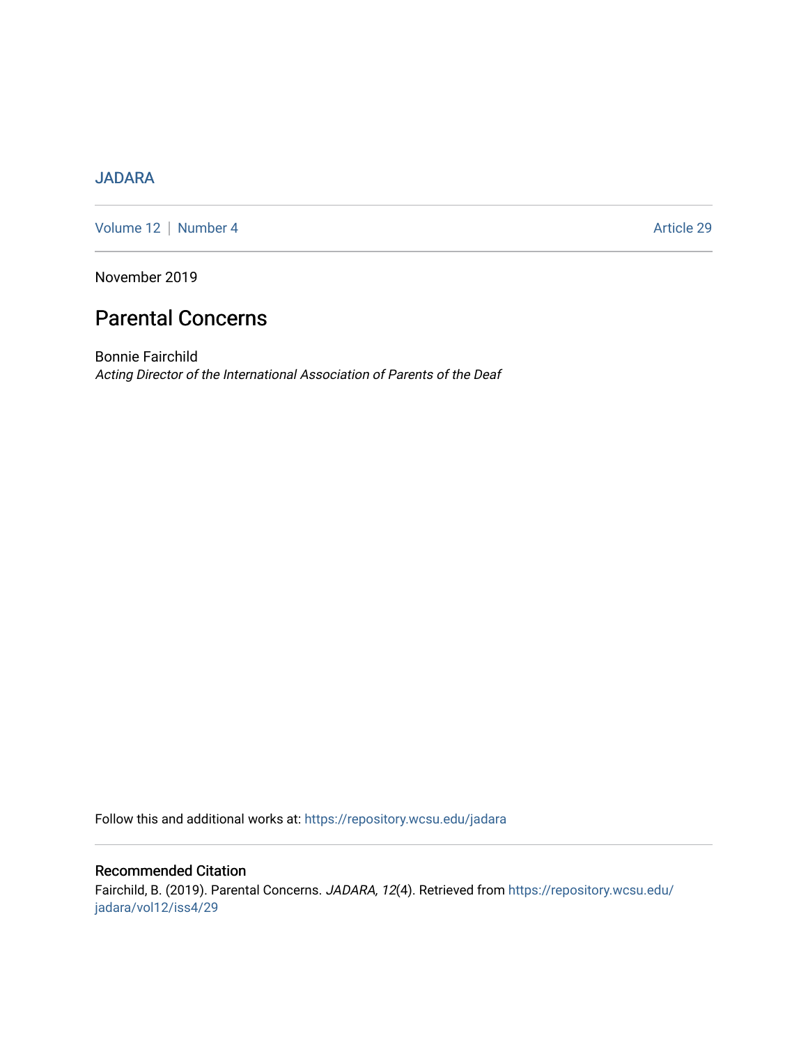JADARA

Volume 12 | Number 4 — Article 29

November 2019

# Parental Concerns

Bonnie Fairchild
*Acting Director of the International Association of Parents of the Deaf*

Follow this and additional works at: https://repository.wcsu.edu/jadara

## Recommended Citation

Fairchild, B. (2019). Parental Concerns. *JADARA, 12*(4). Retrieved from https://repository.wcsu.edu/jadara/vol12/iss4/29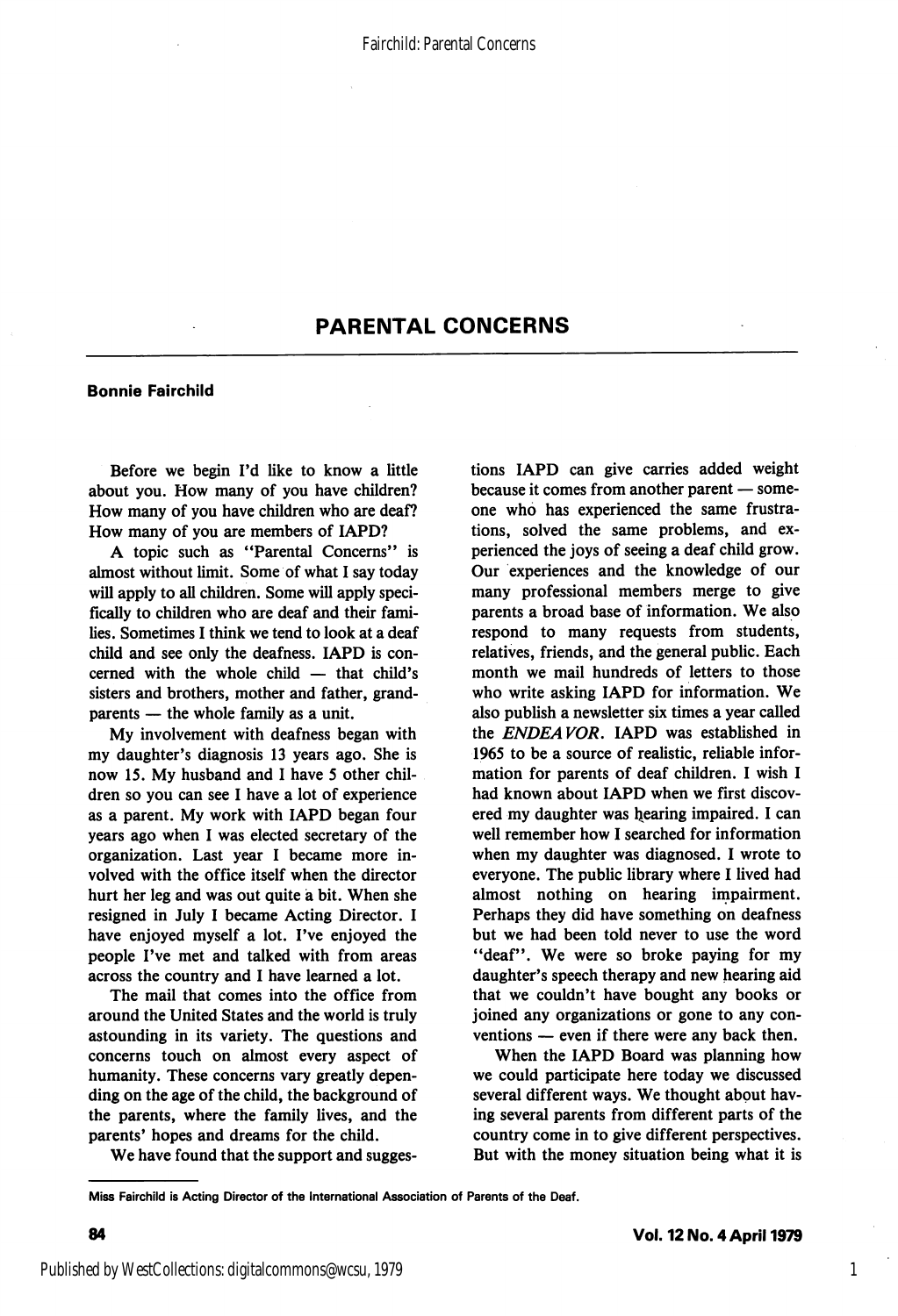# PARENTAL CONCERNS

**Bonnie Fairchild**

Before we begin I'd like to know a little about you. How many of you have children? How many of you have children who are deaf? How many of you are members of IAPD?

A topic such as "Parental Concerns" is almost without limit. Some of what I say today will apply to all children. Some will apply specifically to children who are deaf and their families. Sometimes I think we tend to look at a deaf child and see only the deafness. IAPD is concerned with the whole child — that child's sisters and brothers, mother and father, grandparents — the whole family as a unit.

My involvement with deafness began with my daughter's diagnosis 13 years ago. She is now 15. My husband and I have 5 other children so you can see I have a lot of experience as a parent. My work with IAPD began four years ago when I was elected secretary of the organization. Last year I became more involved with the office itself when the director hurt her leg and was out quite a bit. When she resigned in July I became Acting Director. I have enjoyed myself a lot. I've enjoyed the people I've met and talked with from areas across the country and I have learned a lot.

The mail that comes into the office from around the United States and the world is truly astounding in its variety. The questions and concerns touch on almost every aspect of humanity. These concerns vary greatly depending on the age of the child, the background of the parents, where the family lives, and the parents' hopes and dreams for the child.

We have found that the support and suggestions IAPD can give carries added weight because it comes from another parent — someone who has experienced the same frustrations, solved the same problems, and experienced the joys of seeing a deaf child grow. Our experiences and the knowledge of our many professional members merge to give parents a broad base of information. We also respond to many requests from students, relatives, friends, and the general public. Each month we mail hundreds of letters to those who write asking IAPD for information. We also publish a newsletter six times a year called the *ENDEAVOR*. IAPD was established in 1965 to be a source of realistic, reliable information for parents of deaf children. I wish I had known about IAPD when we first discovered my daughter was hearing impaired. I can well remember how I searched for information when my daughter was diagnosed. I wrote to everyone. The public library where I lived had almost nothing on hearing impairment. Perhaps they did have something on deafness but we had been told never to use the word "deaf". We were so broke paying for my daughter's speech therapy and new hearing aid that we couldn't have bought any books or joined any organizations or gone to any conventions — even if there were any back then.

When the IAPD Board was planning how we could participate here today we discussed several different ways. We thought about having several parents from different parts of the country come in to give different perspectives. But with the money situation being what it is

Miss Fairchild is Acting Director of the International Association of Parents of the Deaf.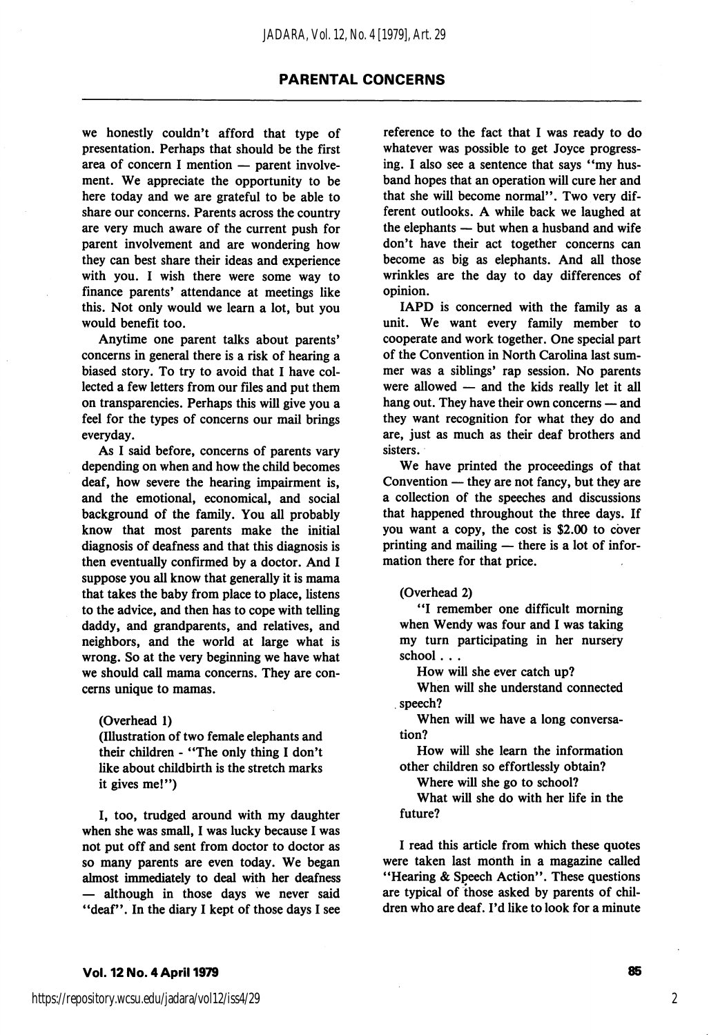## PARENTAL CONCERNS

we honestly couldn't afford that type of presentation. Perhaps that should be the first area of concern I mention — parent involvement. We appreciate the opportunity to be here today and we are grateful to be able to share our concerns. Parents across the country are very much aware of the current push for parent involvement and are wondering how they can best share their ideas and experience with you. I wish there were some way to finance parents' attendance at meetings like this. Not only would we learn a lot, but you would benefit too.

Anytime one parent talks about parents' concerns in general there is a risk of hearing a biased story. To try to avoid that I have collected a few letters from our files and put them on transparencies. Perhaps this will give you a feel for the types of concerns our mail brings everyday.

As I said before, concerns of parents vary depending on when and how the child becomes deaf, how severe the hearing impairment is, and the emotional, economical, and social background of the family. You all probably know that most parents make the initial diagnosis of deafness and that this diagnosis is then eventually confirmed by a doctor. And I suppose you all know that generally it is mama that takes the baby from place to place, listens to the advice, and then has to cope with telling daddy, and grandparents, and relatives, and neighbors, and the world at large what is wrong. So at the very beginning we have what we should call mama concerns. They are concerns unique to mamas.

(Overhead 1)
(Illustration of two female elephants and their children - "The only thing I don't like about childbirth is the stretch marks it gives me!")

I, too, trudged around with my daughter when she was small, I was lucky because I was not put off and sent from doctor to doctor as so many parents are even today. We began almost immediately to deal with her deafness — although in those days we never said "deaf". In the diary I kept of those days I see reference to the fact that I was ready to do whatever was possible to get Joyce progressing. I also see a sentence that says "my husband hopes that an operation will cure her and that she will become normal". Two very different outlooks. A while back we laughed at the elephants — but when a husband and wife don't have their act together concerns can become as big as elephants. And all those wrinkles are the day to day differences of opinion.

IAPD is concerned with the family as a unit. We want every family member to cooperate and work together. One special part of the Convention in North Carolina last summer was a siblings' rap session. No parents were allowed — and the kids really let it all hang out. They have their own concerns — and they want recognition for what they do and are, just as much as their deaf brothers and sisters.

We have printed the proceedings of that Convention — they are not fancy, but they are a collection of the speeches and discussions that happened throughout the three days. If you want a copy, the cost is $2.00 to cover printing and mailing — there is a lot of information there for that price.

(Overhead 2)

"I remember one difficult morning when Wendy was four and I was taking my turn participating in her nursery school . . .

How will she ever catch up?

When will she understand connected speech?

When will we have a long conversation?

How will she learn the information other children so effortlessly obtain?

Where will she go to school?

What will she do with her life in the future?

I read this article from which these quotes were taken last month in a magazine called "Hearing & Speech Action". These questions are typical of those asked by parents of children who are deaf. I'd like to look for a minute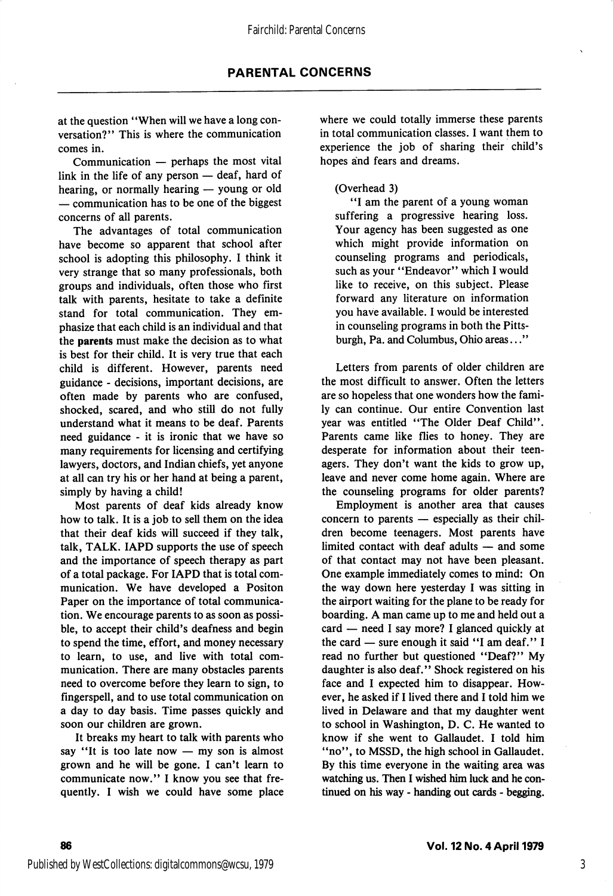at the question "When will we have a long conversation?" This is where the communication comes in.

Communication — perhaps the most vital link in the life of any person — deaf, hard of hearing, or normally hearing — young or old — communication has to be one of the biggest concerns of all parents.

The advantages of total communication have become so apparent that school after school is adopting this philosophy. I think it very strange that so many professionals, both groups and individuals, often those who first talk with parents, hesitate to take a definite stand for total communication. They emphasize that each child is an individual and that the **parents** must make the decision as to what is best for their child. It is very true that each child is different. However, parents need guidance - decisions, important decisions, are often made by parents who are confused, shocked, scared, and who still do not fully understand what it means to be deaf. Parents need guidance - it is ironic that we have so many requirements for licensing and certifying lawyers, doctors, and Indian chiefs, yet anyone at all can try his or her hand at being a parent, simply by having a child!

Most parents of deaf kids already know how to talk. It is a job to sell them on the idea that their deaf kids will succeed if they talk, talk, TALK. IAPD supports the use of speech and the importance of speech therapy as part of a total package. For IAPD that is total communication. We have developed a Positon Paper on the importance of total communication. We encourage parents to as soon as possible, to accept their child's deafness and begin to spend the time, effort, and money necessary to learn, to use, and live with total communication. There are many obstacles parents need to overcome before they learn to sign, to fingerspell, and to use total communication on a day to day basis. Time passes quickly and soon our children are grown.

It breaks my heart to talk with parents who say "It is too late now — my son is almost grown and he will be gone. I can't learn to communicate now." I know you see that frequently. I wish we could have some place where we could totally immerse these parents in total communication classes. I want them to experience the job of sharing their child's hopes and fears and dreams.

(Overhead 3)

"I am the parent of a young woman suffering a progressive hearing loss. Your agency has been suggested as one which might provide information on counseling programs and periodicals, such as your "Endeavor" which I would like to receive, on this subject. Please forward any literature on information you have available. I would be interested in counseling programs in both the Pittsburgh, Pa. and Columbus, Ohio areas..."

Letters from parents of older children are the most difficult to answer. Often the letters are so hopeless that one wonders how the family can continue. Our entire Convention last year was entitled "The Older Deaf Child". Parents came like flies to honey. They are desperate for information about their teenagers. They don't want the kids to grow up, leave and never come home again. Where are the counseling programs for older parents?

Employment is another area that causes concern to parents — especially as their children become teenagers. Most parents have limited contact with deaf adults — and some of that contact may not have been pleasant. One example immediately comes to mind: On the way down here yesterday I was sitting in the airport waiting for the plane to be ready for boarding. A man came up to me and held out a card — need I say more? I glanced quickly at the card — sure enough it said "I am deaf." I read no further but questioned "Deaf?" My daughter is also deaf." Shock registered on his face and I expected him to disappear. However, he asked if I lived there and I told him we lived in Delaware and that my daughter went to school in Washington, D. C. He wanted to know if she went to Gallaudet. I told him "no", to MSSD, the high school in Gallaudet. By this time everyone in the waiting area was watching us. Then I wished him luck and he continued on his way - handing out cards - begging.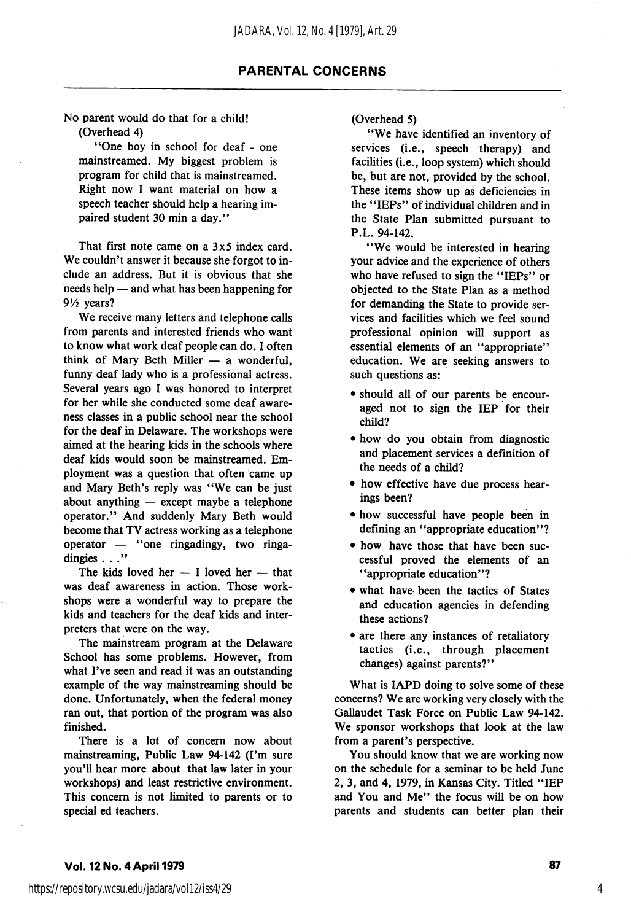## PARENTAL CONCERNS

No parent would do that for a child!

(Overhead 4)

"One boy in school for deaf - one mainstreamed. My biggest problem is program for child that is mainstreamed. Right now I want material on how a speech teacher should help a hearing impaired student 30 min a day."

That first note came on a 3x5 index card. We couldn't answer it because she forgot to include an address. But it is obvious that she needs help — and what has been happening for 9½ years?

We receive many letters and telephone calls from parents and interested friends who want to know what work deaf people can do. I often think of Mary Beth Miller — a wonderful, funny deaf lady who is a professional actress. Several years ago I was honored to interpret for her while she conducted some deaf awareness classes in a public school near the school for the deaf in Delaware. The workshops were aimed at the hearing kids in the schools where deaf kids would soon be mainstreamed. Employment was a question that often came up and Mary Beth's reply was "We can be just about anything — except maybe a telephone operator." And suddenly Mary Beth would become that TV actress working as a telephone operator — "one ringadingy, two ringadingies . . ."

The kids loved her — I loved her — that was deaf awareness in action. Those workshops were a wonderful way to prepare the kids and teachers for the deaf kids and interpreters that were on the way.

The mainstream program at the Delaware School has some problems. However, from what I've seen and read it was an outstanding example of the way mainstreaming should be done. Unfortunately, when the federal money ran out, that portion of the program was also finished.

There is a lot of concern now about mainstreaming, Public Law 94-142 (I'm sure you'll hear more about that law later in your workshops) and least restrictive environment. This concern is not limited to parents or to special ed teachers.

(Overhead 5)

"We have identified an inventory of services (i.e., speech therapy) and facilities (i.e., loop system) which should be, but are not, provided by the school. These items show up as deficiencies in the "IEPs" of individual children and in the State Plan submitted pursuant to P.L. 94-142.

"We would be interested in hearing your advice and the experience of others who have refused to sign the "IEPs" or objected to the State Plan as a method for demanding the State to provide services and facilities which we feel sound professional opinion will support as essential elements of an "appropriate" education. We are seeking answers to such questions as:

- should all of our parents be encouraged not to sign the IEP for their child?
- how do you obtain from diagnostic and placement services a definition of the needs of a child?
- how effective have due process hearings been?
- how successful have people been in defining an "appropriate education"?
- how have those that have been successful proved the elements of an "appropriate education"?
- what have been the tactics of States and education agencies in defending these actions?
- are there any instances of retaliatory tactics (i.e., through placement changes) against parents?"

What is IAPD doing to solve some of these concerns? We are working very closely with the Gallaudet Task Force on Public Law 94-142. We sponsor workshops that look at the law from a parent's perspective.

You should know that we are working now on the schedule for a seminar to be held June 2, 3, and 4, 1979, in Kansas City. Titled "IEP and You and Me" the focus will be on how parents and students can better plan their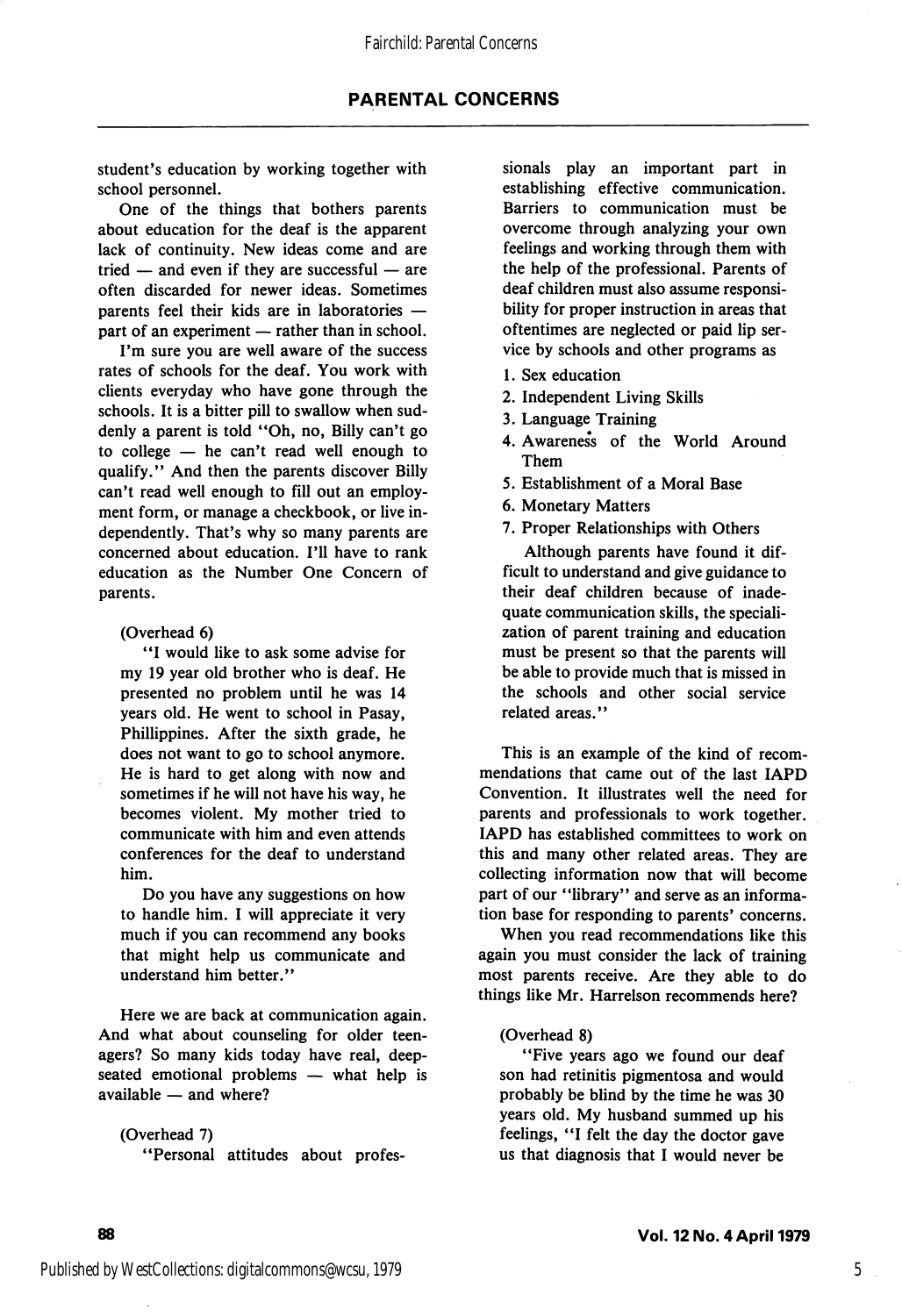student's education by working together with school personnel.

One of the things that bothers parents about education for the deaf is the apparent lack of continuity. New ideas come and are tried — and even if they are successful — are often discarded for newer ideas. Sometimes parents feel their kids are in laboratories — part of an experiment — rather than in school.

I'm sure you are well aware of the success rates of schools for the deaf. You work with clients everyday who have gone through the schools. It is a bitter pill to swallow when suddenly a parent is told "Oh, no, Billy can't go to college — he can't read well enough to qualify." And then the parents discover Billy can't read well enough to fill out an employment form, or manage a checkbook, or live independently. That's why so many parents are concerned about education. I'll have to rank education as the Number One Concern of parents.

(Overhead 6)

"I would like to ask some advise for my 19 year old brother who is deaf. He presented no problem until he was 14 years old. He went to school in Pasay, Phillippines. After the sixth grade, he does not want to go to school anymore. He is hard to get along with now and sometimes if he will not have his way, he becomes violent. My mother tried to communicate with him and even attends conferences for the deaf to understand him.

Do you have any suggestions on how to handle him. I will appreciate it very much if you can recommend any books that might help us communicate and understand him better."

Here we are back at communication again. And what about counseling for older teenagers? So many kids today have real, deep-seated emotional problems — what help is available — and where?

(Overhead 7)

"Personal attitudes about professionals play an important part in establishing effective communication. Barriers to communication must be overcome through analyzing your own feelings and working through them with the help of the professional. Parents of deaf children must also assume responsibility for proper instruction in areas that oftentimes are neglected or paid lip service by schools and other programs as

1. Sex education
2. Independent Living Skills
3. Language Training
4. Awareness of the World Around Them
5. Establishment of a Moral Base
6. Monetary Matters
7. Proper Relationships with Others

Although parents have found it difficult to understand and give guidance to their deaf children because of inadequate communication skills, the specialization of parent training and education must be present so that the parents will be able to provide much that is missed in the schools and other social service related areas."

This is an example of the kind of recommendations that came out of the last IAPD Convention. It illustrates well the need for parents and professionals to work together. IAPD has established committees to work on this and many other related areas. They are collecting information now that will become part of our "library" and serve as an information base for responding to parents' concerns.

When you read recommendations like this again you must consider the lack of training most parents receive. Are they able to do things like Mr. Harrelson recommends here?

(Overhead 8)

"Five years ago we found our deaf son had retinitis pigmentosa and would probably be blind by the time he was 30 years old. My husband summed up his feelings, "I felt the day the doctor gave us that diagnosis that I would never be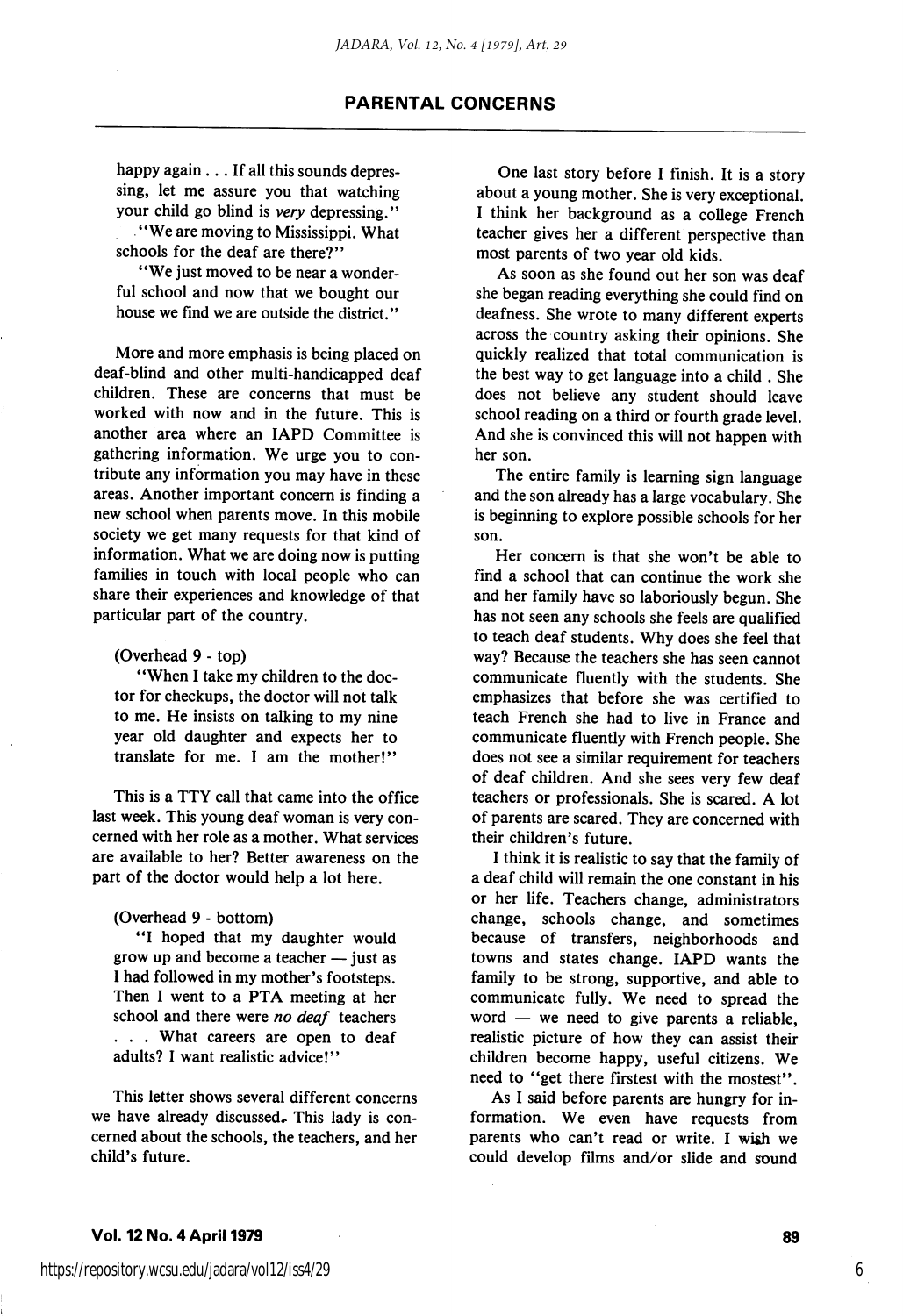happy again . . . If all this sounds depressing, let me assure you that watching your child go blind is *very* depressing."

"We are moving to Mississippi. What schools for the deaf are there?"

"We just moved to be near a wonderful school and now that we bought our house we find we are outside the district."

More and more emphasis is being placed on deaf-blind and other multi-handicapped deaf children. These are concerns that must be worked with now and in the future. This is another area where an IAPD Committee is gathering information. We urge you to contribute any information you may have in these areas. Another important concern is finding a new school when parents move. In this mobile society we get many requests for that kind of information. What we are doing now is putting families in touch with local people who can share their experiences and knowledge of that particular part of the country.

(Overhead 9 - top)

"When I take my children to the doctor for checkups, the doctor will not talk to me. He insists on talking to my nine year old daughter and expects her to translate for me. I am the mother!"

This is a TTY call that came into the office last week. This young deaf woman is very concerned with her role as a mother. What services are available to her? Better awareness on the part of the doctor would help a lot here.

(Overhead 9 - bottom)

"I hoped that my daughter would grow up and become a teacher — just as I had followed in my mother's footsteps. Then I went to a PTA meeting at her school and there were *no deaf* teachers . . . What careers are open to deaf adults? I want realistic advice!"

This letter shows several different concerns we have already discussed. This lady is concerned about the schools, the teachers, and her child's future.

One last story before I finish. It is a story about a young mother. She is very exceptional. I think her background as a college French teacher gives her a different perspective than most parents of two year old kids.

As soon as she found out her son was deaf she began reading everything she could find on deafness. She wrote to many different experts across the country asking their opinions. She quickly realized that total communication is the best way to get language into a child . She does not believe any student should leave school reading on a third or fourth grade level. And she is convinced this will not happen with her son.

The entire family is learning sign language and the son already has a large vocabulary. She is beginning to explore possible schools for her son.

Her concern is that she won't be able to find a school that can continue the work she and her family have so laboriously begun. She has not seen any schools she feels are qualified to teach deaf students. Why does she feel that way? Because the teachers she has seen cannot communicate fluently with the students. She emphasizes that before she was certified to teach French she had to live in France and communicate fluently with French people. She does not see a similar requirement for teachers of deaf children. And she sees very few deaf teachers or professionals. She is scared. A lot of parents are scared. They are concerned with their children's future.

I think it is realistic to say that the family of a deaf child will remain the one constant in his or her life. Teachers change, administrators change, schools change, and sometimes because of transfers, neighborhoods and towns and states change. IAPD wants the family to be strong, supportive, and able to communicate fully. We need to spread the word — we need to give parents a reliable, realistic picture of how they can assist their children become happy, useful citizens. We need to "get there firstest with the mostest".

As I said before parents are hungry for information. We even have requests from parents who can't read or write. I wish we could develop films and/or slide and sound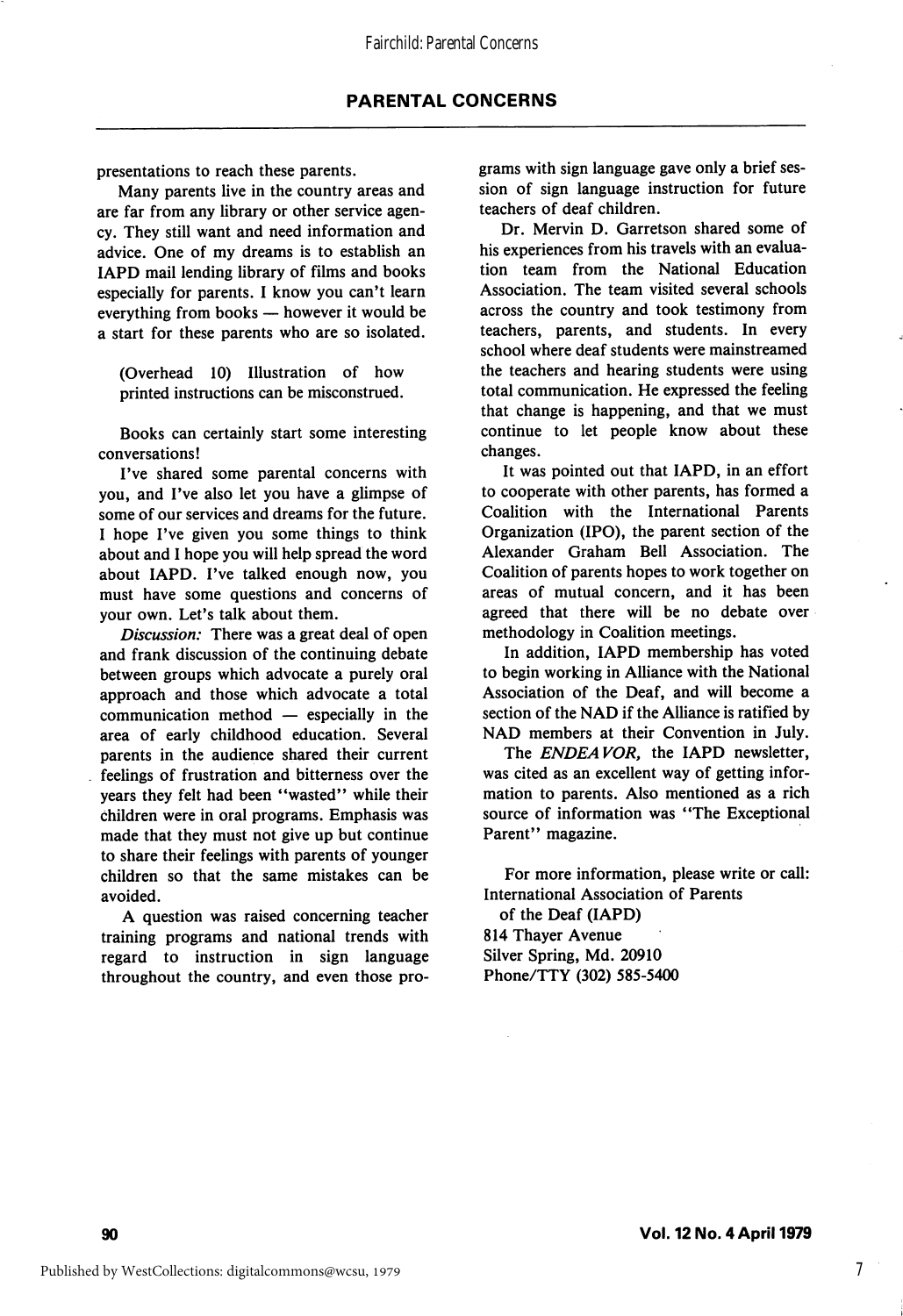presentations to reach these parents.

Many parents live in the country areas and are far from any library or other service agency. They still want and need information and advice. One of my dreams is to establish an IAPD mail lending library of films and books especially for parents. I know you can't learn everything from books — however it would be a start for these parents who are so isolated.

(Overhead 10) Illustration of how printed instructions can be misconstrued.

Books can certainly start some interesting conversations!

I've shared some parental concerns with you, and I've also let you have a glimpse of some of our services and dreams for the future. I hope I've given you some things to think about and I hope you will help spread the word about IAPD. I've talked enough now, you must have some questions and concerns of your own. Let's talk about them.

*Discussion:* There was a great deal of open and frank discussion of the continuing debate between groups which advocate a purely oral approach and those which advocate a total communication method — especially in the area of early childhood education. Several parents in the audience shared their current feelings of frustration and bitterness over the years they felt had been "wasted" while their children were in oral programs. Emphasis was made that they must not give up but continue to share their feelings with parents of younger children so that the same mistakes can be avoided.

A question was raised concerning teacher training programs and national trends with regard to instruction in sign language throughout the country, and even those programs with sign language gave only a brief session of sign language instruction for future teachers of deaf children.

Dr. Mervin D. Garretson shared some of his experiences from his travels with an evaluation team from the National Education Association. The team visited several schools across the country and took testimony from teachers, parents, and students. In every school where deaf students were mainstreamed the teachers and hearing students were using total communication. He expressed the feeling that change is happening, and that we must continue to let people know about these changes.

It was pointed out that IAPD, in an effort to cooperate with other parents, has formed a Coalition with the International Parents Organization (IPO), the parent section of the Alexander Graham Bell Association. The Coalition of parents hopes to work together on areas of mutual concern, and it has been agreed that there will be no debate over methodology in Coalition meetings.

In addition, IAPD membership has voted to begin working in Alliance with the National Association of the Deaf, and will become a section of the NAD if the Alliance is ratified by NAD members at their Convention in July.

The *ENDEAVOR,* the IAPD newsletter, was cited as an excellent way of getting information to parents. Also mentioned as a rich source of information was "The Exceptional Parent" magazine.

For more information, please write or call:
International Association of Parents
of the Deaf (IAPD)
814 Thayer Avenue
Silver Spring, Md. 20910
Phone/TTY (302) 585-5400